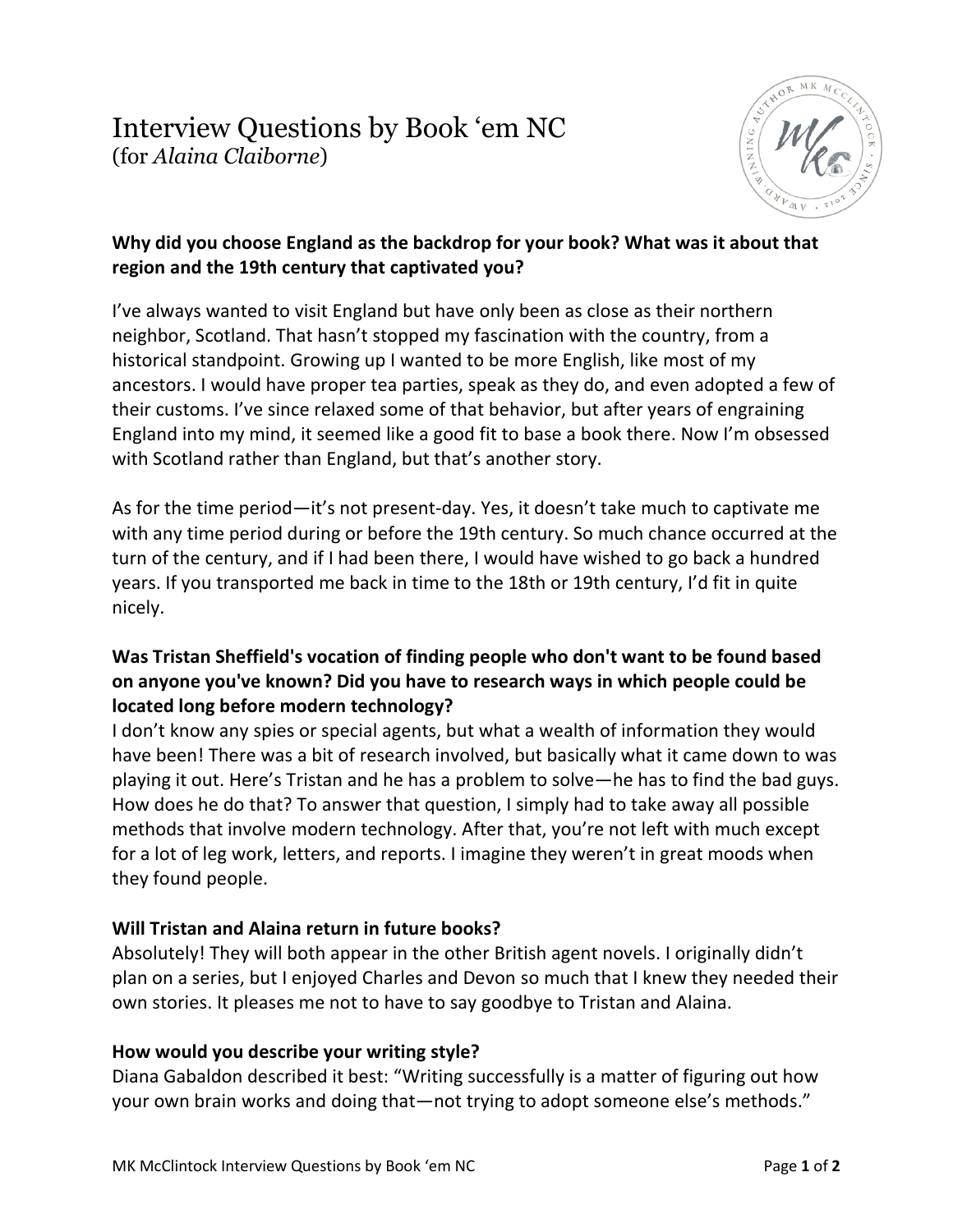# Interview Questions by Book 'em NC
(for *Alaina Claiborne*)

**Why did you choose England as the backdrop for your book? What was it about that region and the 19th century that captivated you?**

I've always wanted to visit England but have only been as close as their northern neighbor, Scotland. That hasn't stopped my fascination with the country, from a historical standpoint. Growing up I wanted to be more English, like most of my ancestors. I would have proper tea parties, speak as they do, and even adopted a few of their customs. I've since relaxed some of that behavior, but after years of engraining England into my mind, it seemed like a good fit to base a book there. Now I'm obsessed with Scotland rather than England, but that's another story.

As for the time period—it's not present-day. Yes, it doesn't take much to captivate me with any time period during or before the 19th century. So much chance occurred at the turn of the century, and if I had been there, I would have wished to go back a hundred years. If you transported me back in time to the 18th or 19th century, I'd fit in quite nicely.

**Was Tristan Sheffield's vocation of finding people who don't want to be found based on anyone you've known? Did you have to research ways in which people could be located long before modern technology?**

I don't know any spies or special agents, but what a wealth of information they would have been! There was a bit of research involved, but basically what it came down to was playing it out. Here's Tristan and he has a problem to solve—he has to find the bad guys. How does he do that? To answer that question, I simply had to take away all possible methods that involve modern technology. After that, you're not left with much except for a lot of leg work, letters, and reports. I imagine they weren't in great moods when they found people.

**Will Tristan and Alaina return in future books?**

Absolutely! They will both appear in the other British agent novels. I originally didn't plan on a series, but I enjoyed Charles and Devon so much that I knew they needed their own stories. It pleases me not to have to say goodbye to Tristan and Alaina.

**How would you describe your writing style?**

Diana Gabaldon described it best: "Writing successfully is a matter of figuring out how your own brain works and doing that—not trying to adopt someone else's methods."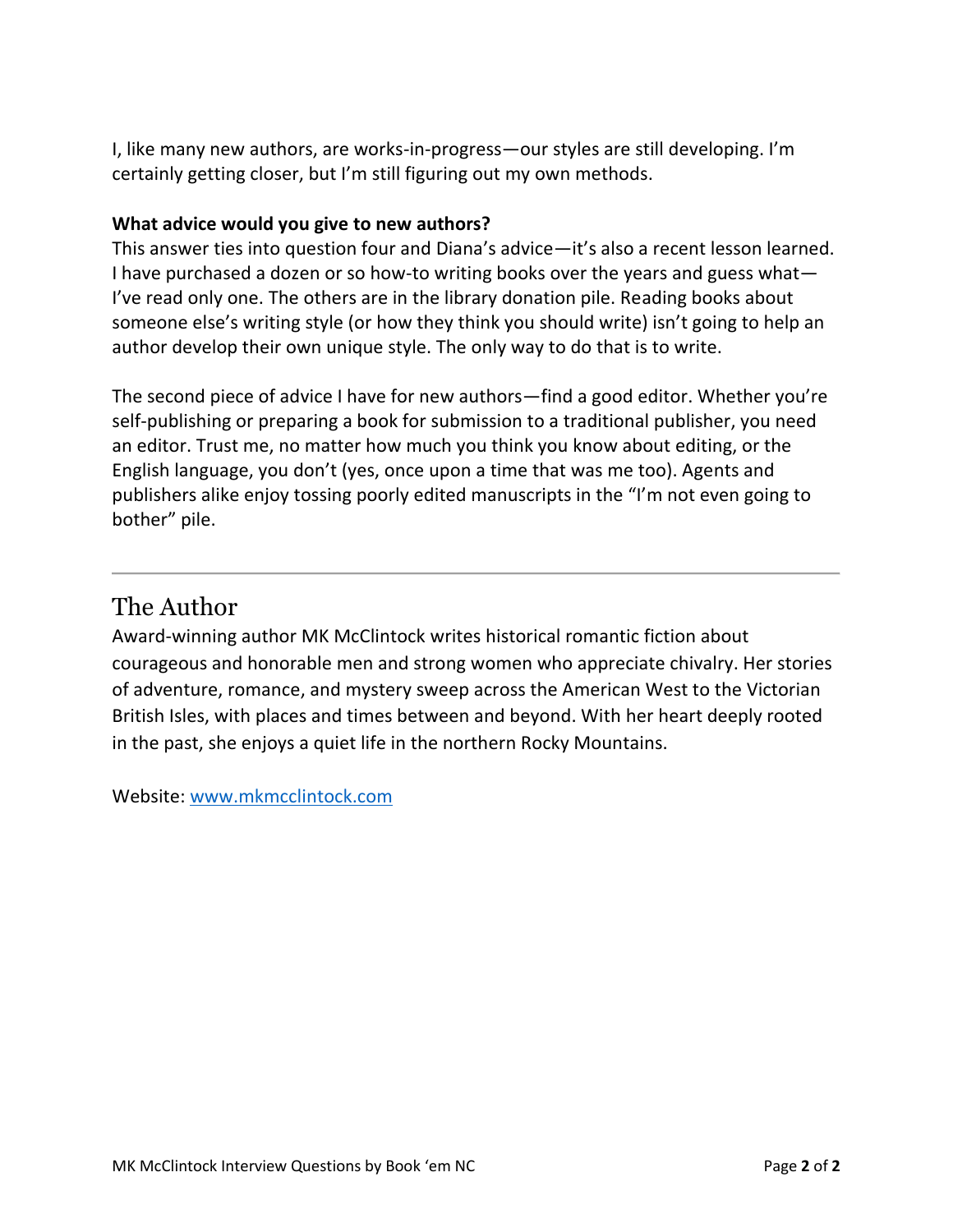I, like many new authors, are works-in-progress—our styles are still developing. I'm certainly getting closer, but I'm still figuring out my own methods.

**What advice would you give to new authors?**

This answer ties into question four and Diana's advice—it's also a recent lesson learned. I have purchased a dozen or so how-to writing books over the years and guess what—I've read only one. The others are in the library donation pile. Reading books about someone else's writing style (or how they think you should write) isn't going to help an author develop their own unique style. The only way to do that is to write.

The second piece of advice I have for new authors—find a good editor. Whether you're self-publishing or preparing a book for submission to a traditional publisher, you need an editor. Trust me, no matter how much you think you know about editing, or the English language, you don't (yes, once upon a time that was me too). Agents and publishers alike enjoy tossing poorly edited manuscripts in the "I'm not even going to bother" pile.

---

## The Author

Award-winning author MK McClintock writes historical romantic fiction about courageous and honorable men and strong women who appreciate chivalry. Her stories of adventure, romance, and mystery sweep across the American West to the Victorian British Isles, with places and times between and beyond. With her heart deeply rooted in the past, she enjoys a quiet life in the northern Rocky Mountains.

Website: [www.mkmcclintock.com](http://www.mkmcclintock.com)